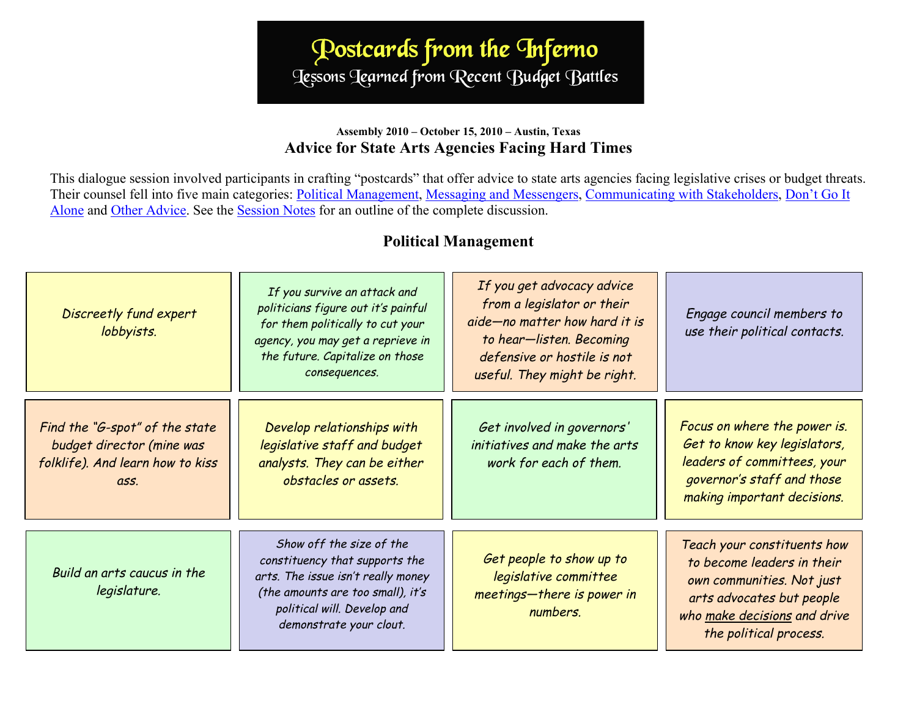# Postcards from the Inferno

## Lessons Learned from Recent Budget Battles

**Assembly 2010 – October 15, 2010 – Austin, Texas**

## Advice for State Arts Agencies Facing Hard Times

This dialogue session involved participants in crafting "postcards" that offer advice to state arts agencies facing legislative crises or budget threats. Their counsel fell into five main categories: Political Management, Messaging and Messengers, Communicating with Stakeholders, Don't Go It Alone and Other Advice. See the Session Notes for an outline of the complete discussion.

## Political Management

*Discreetly fund expert lobbyists.*

*If you survive an attack and politicians figure out it's painful for them politically to cut your agency, you may get a reprieve in the future. Capitalize on those consequences.*

*If you get advocacy advice from a legislator or their aide—no matter how hard it is to hear—listen. Becoming defensive or hostile is not useful. They might be right.*

*Engage council members to use their political contacts.*

*Find the "G-spot" of the state budget director (mine was folklife). And learn how to kiss ass.*

*Develop relationships with legislative staff and budget analysts. They can be either obstacles or assets.*

*Get involved in governors' initiatives and make the arts work for each of them.*

*Focus on where the power is. Get to know key legislators, leaders of committees, your governor's staff and those making important decisions.*

*Build an arts caucus in the legislature.*

*Show off the size of the constituency that supports the arts. The issue isn't really money (the amounts are too small), it's political will. Develop and demonstrate your clout.*

*Get people to show up to legislative committee meetings—there is power in numbers.*

*Teach your constituents how to become leaders in their own communities. Not just arts advocates but people who make decisions and drive the political process.*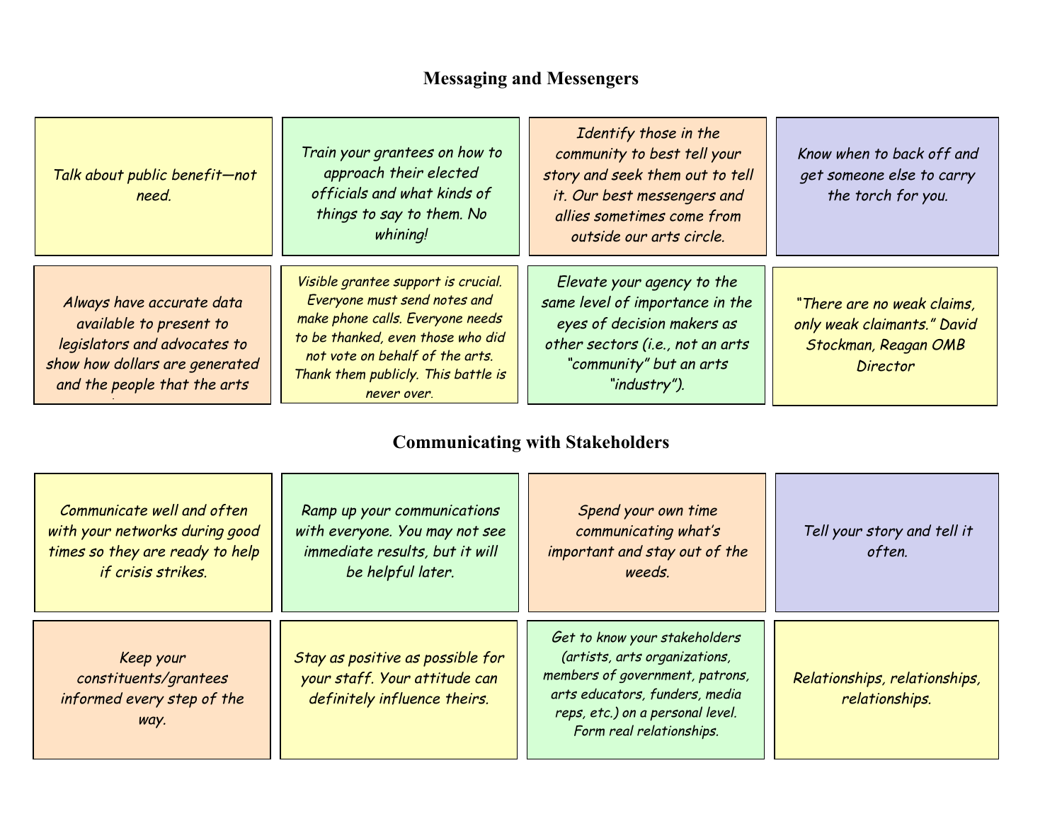## Messaging and Messengers

- Talk about public benefit—not need.
- Train your grantees on how to approach their elected officials and what kinds of things to say to them. No whining!
- Identify those in the community to best tell your story and seek them out to tell it. Our best messengers and allies sometimes come from outside our arts circle.
- Know when to back off and get someone else to carry the torch for you.
- Always have accurate data available to present to legislators and advocates to show how dollars are generated and the people that the arts
- Visible grantee support is crucial. Everyone must send notes and make phone calls. Everyone needs to be thanked, even those who did not vote on behalf of the arts. Thank them publicly. This battle is never over.
- Elevate your agency to the same level of importance in the eyes of decision makers as other sectors (i.e., not an arts "community" but an arts "industry").
- "There are no weak claims, only weak claimants." David Stockman, Reagan OMB Director

## Communicating with Stakeholders

- Communicate well and often with your networks during good times so they are ready to help if crisis strikes.
- Ramp up your communications with everyone. You may not see immediate results, but it will be helpful later.
- Spend your own time communicating what's important and stay out of the weeds.
- Tell your story and tell it often.
- Keep your constituents/grantees informed every step of the way.
- Stay as positive as possible for your staff. Your attitude can definitely influence theirs.
- Get to know your stakeholders (artists, arts organizations, members of government, patrons, arts educators, funders, media reps, etc.) on a personal level. Form real relationships.
- Relationships, relationships, relationships.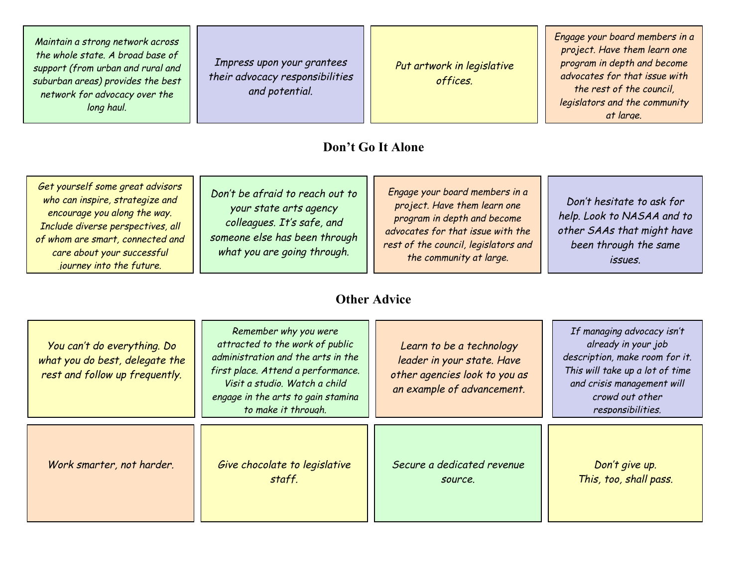Maintain a strong network across the whole state. A broad base of support (from urban and rural and suburban areas) provides the best network for advocacy over the long haul.

Impress upon your grantees their advocacy responsibilities and potential.

Put artwork in legislative offices.

Engage your board members in a project. Have them learn one program in depth and become advocates for that issue with the rest of the council, legislators and the community at large.

## Don't Go It Alone

Get yourself some great advisors who can inspire, strategize and encourage you along the way. Include diverse perspectives, all of whom are smart, connected and care about your successful journey into the future.

Don't be afraid to reach out to your state arts agency colleagues. It's safe, and someone else has been through what you are going through.

Engage your board members in a project. Have them learn one program in depth and become advocates for that issue with the rest of the council, legislators and the community at large.

Don't hesitate to ask for help. Look to NASAA and to other SAAs that might have been through the same issues.

## Other Advice

You can't do everything. Do what you do best, delegate the rest and follow up frequently.

Remember why you were attracted to the work of public administration and the arts in the first place. Attend a performance. Visit a studio. Watch a child engage in the arts to gain stamina to make it through.

Learn to be a technology leader in your state. Have other agencies look to you as an example of advancement.

If managing advocacy isn't already in your job description, make room for it. This will take up a lot of time and crisis management will crowd out other responsibilities.

Work smarter, not harder.

Give chocolate to legislative staff.

Secure a dedicated revenue source.

Don't give up.
This, too, shall pass.